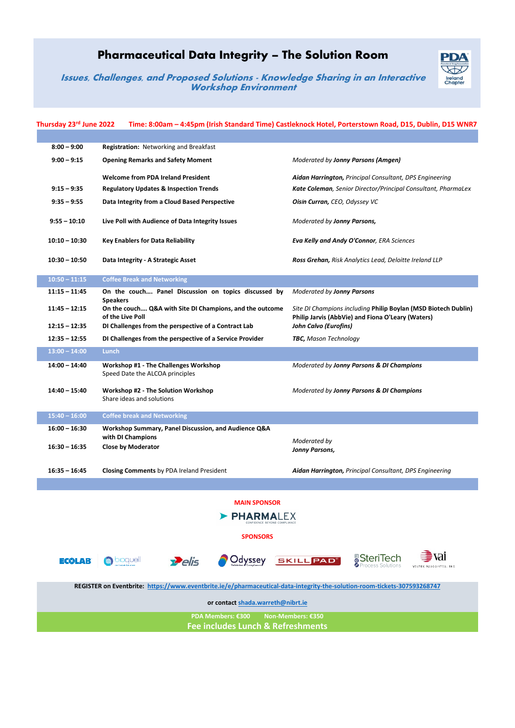# Pharmaceutical Data Integrity – The Solution Room

***Issues, Challenges, and Proposed Solutions - Knowledge Sharing in an Interactive Workshop Environment***

PDA Ireland Chapter

**Thursday 23rd June 2022 Time: 8:00am – 4:45pm (Irish Standard Time) Castleknock Hotel, Porterstown Road, D15, Dublin, D15 WNR7**

| | | |
|---|---|---|
| **8:00 – 9:00** | **Registration:** Networking and Breakfast | |
| **9:00 – 9:15** | **Opening Remarks and Safety Moment** | *Moderated by **Jonny Parsons (Amgen)*** |
| | **Welcome from PDA Ireland President** | ***Aidan Harrington,** Principal Consultant, DPS Engineering* |
| **9:15 – 9:35** | **Regulatory Updates & Inspection Trends** | ***Kate Coleman**, Senior Director/Principal Consultant, PharmaLex* |
| **9:35 – 9:55** | **Data Integrity from a Cloud Based Perspective** | ***Oisin Curran,** CEO, Odyssey VC* |
| **9:55 – 10:10** | **Live Poll with Audience of Data Integrity Issues** | *Moderated by **Jonny Parsons,*** |
| **10:10 – 10:30** | **Key Enablers for Data Reliability** | ***Eva Kelly and Andy O'Connor**, ERA Sciences* |
| **10:30 – 10:50** | **Data Integrity - A Strategic Asset** | ***Ross Grehan,** Risk Analytics Lead, Deloitte Ireland LLP* |
| **10:50 – 11:15** | **Coffee Break and Networking** | |
| **11:15 – 11:45** | **On the couch…. Panel Discussion on topics discussed by Speakers** | *Moderated by **Jonny Parsons*** |
| **11:45 – 12:15** | **On the couch…. Q&A with Site DI Champions, and the outcome of the Live Poll** | *Site DI Champions including* **Philip Boylan (MSD Biotech Dublin) Philip Jarvis (AbbVie) and Fiona O'Leary (Waters)** |
| **12:15 – 12:35** | **DI Challenges from the perspective of a Contract Lab** | ***John Calvo (Eurofins)*** |
| **12:35 – 12:55** | **DI Challenges from the perspective of a Service Provider** | ***TBC,** Mason Technology* |
| **13:00 – 14:00** | **Lunch** | |
| **14:00 – 14:40** | **Workshop #1 - The Challenges Workshop** Speed Date the ALCOA principles | *Moderated by **Jonny Parsons & DI Champions*** |
| **14:40 – 15:40** | **Workshop #2 - The Solution Workshop** Share ideas and solutions | *Moderated by **Jonny Parsons & DI Champions*** |
| **15:40 – 16:00** | **Coffee break and Networking** | |
| **16:00 – 16:30** | **Workshop Summary, Panel Discussion, and Audience Q&A with DI Champions** | *Moderated by **Jonny Parsons,*** |
| **16:30 – 16:35** | **Close by Moderator** | |
| **16:35 – 16:45** | **Closing Comments** by PDA Ireland President | ***Aidan Harrington,** Principal Consultant, DPS Engineering* |

**MAIN SPONSOR**

PHARMALEX

**SPONSORS**

ECOLAB, bioquell, elis, Odyssey, SKILLPAD, SteriTech Process Solutions, Valteck Associates, Inc

**REGISTER on Eventbrite:** https://www.eventbrite.ie/e/pharmaceutical-data-integrity-the-solution-room-tickets-307593268747

or contact shada.warreth@nibrt.ie

**PDA Members: €300 Non-Members: €350**

**Fee includes Lunch & Refreshments**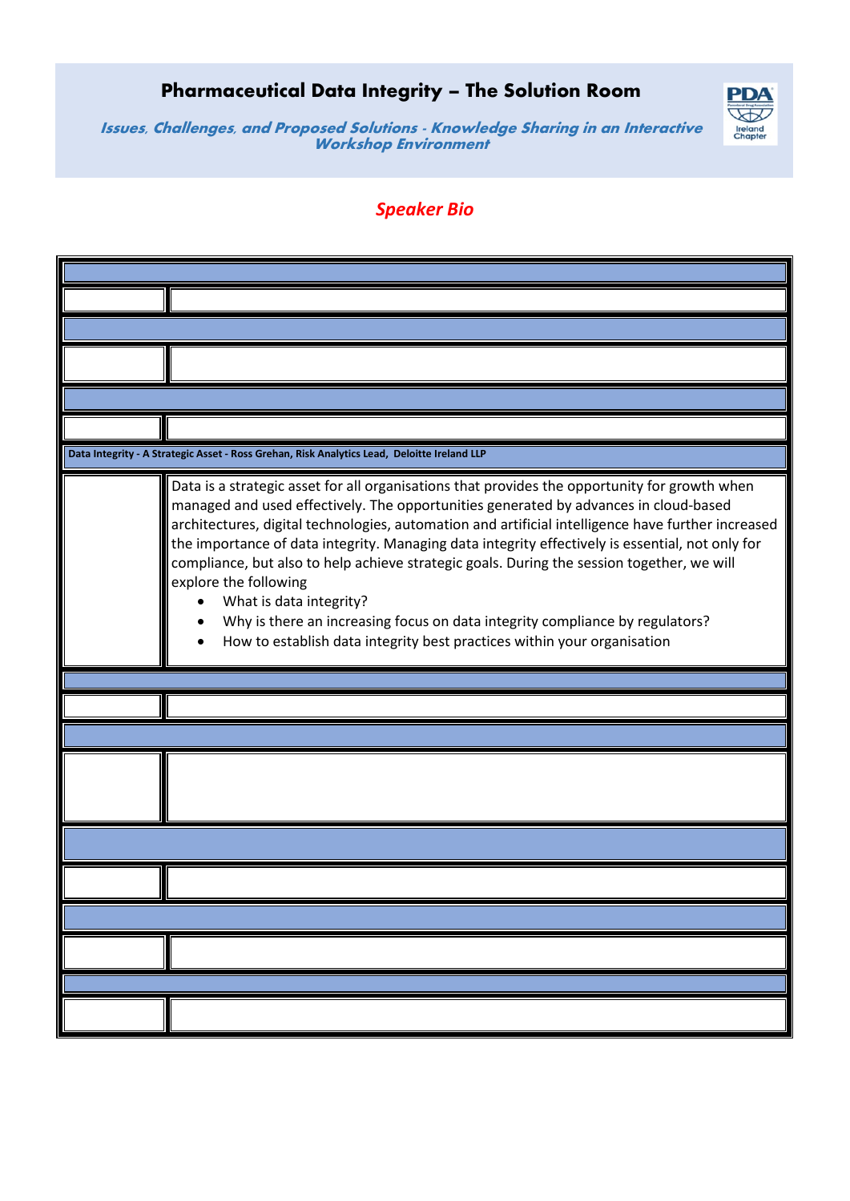# Pharmaceutical Data Integrity – The Solution Room

***Issues, Challenges, and Proposed Solutions - Knowledge Sharing in an Interactive Workshop Environment***

## *Speaker Bio*

| | |
|---|---|
| **Data Integrity - A Strategic Asset - Ross Grehan, Risk Analytics Lead, Deloitte Ireland LLP** | |
| | Data is a strategic asset for all organisations that provides the opportunity for growth when managed and used effectively. The opportunities generated by advances in cloud-based architectures, digital technologies, automation and artificial intelligence have further increased the importance of data integrity. Managing data integrity effectively is essential, not only for compliance, but also to help achieve strategic goals. During the session together, we will explore the following<br>• What is data integrity?<br>• Why is there an increasing focus on data integrity compliance by regulators?<br>• How to establish data integrity best practices within your organisation |